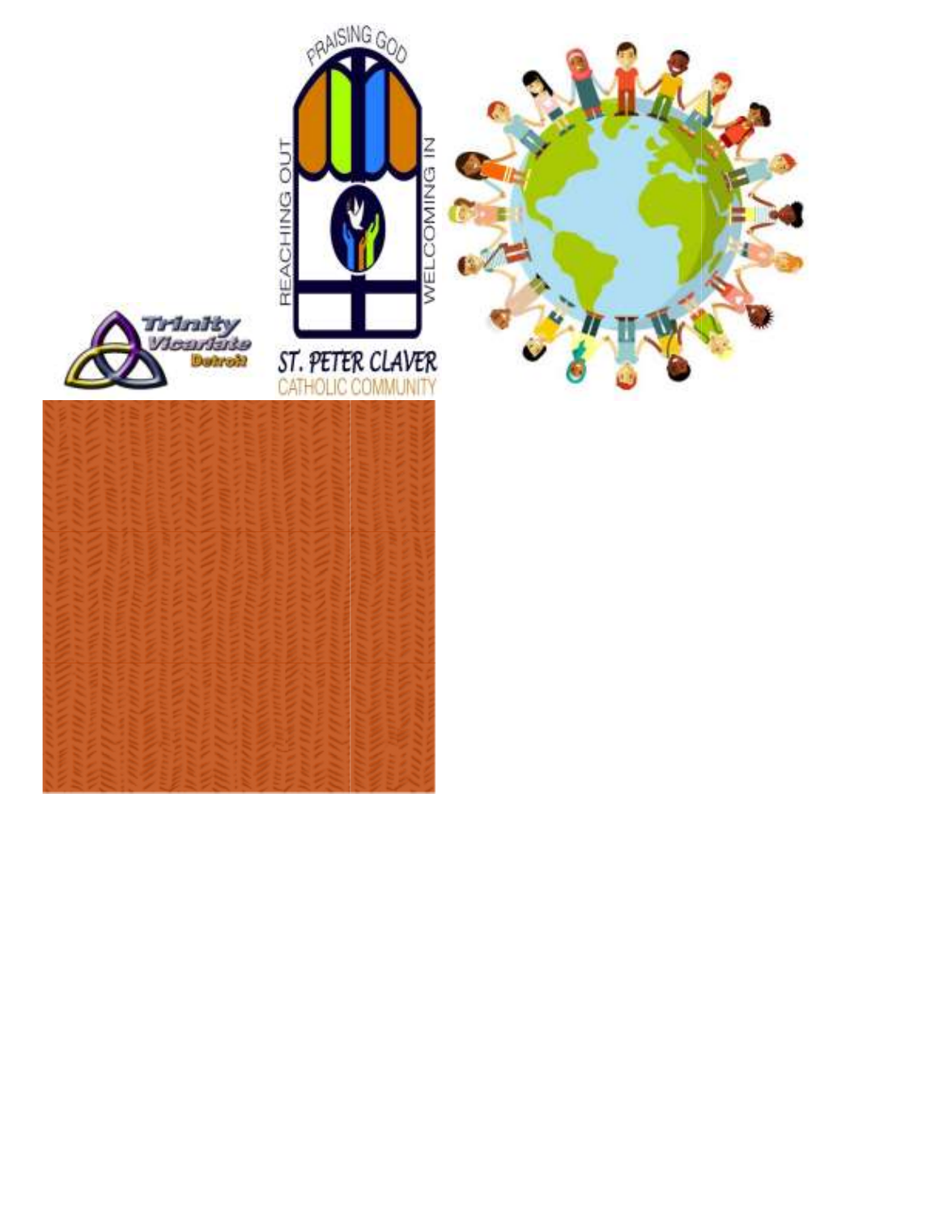Trinity Vicariate Detroit

PRAISING GOD

REACHING OUT

WELCOMING IN

ST. PETER CLAVER

CATHOLIC COMMUNITY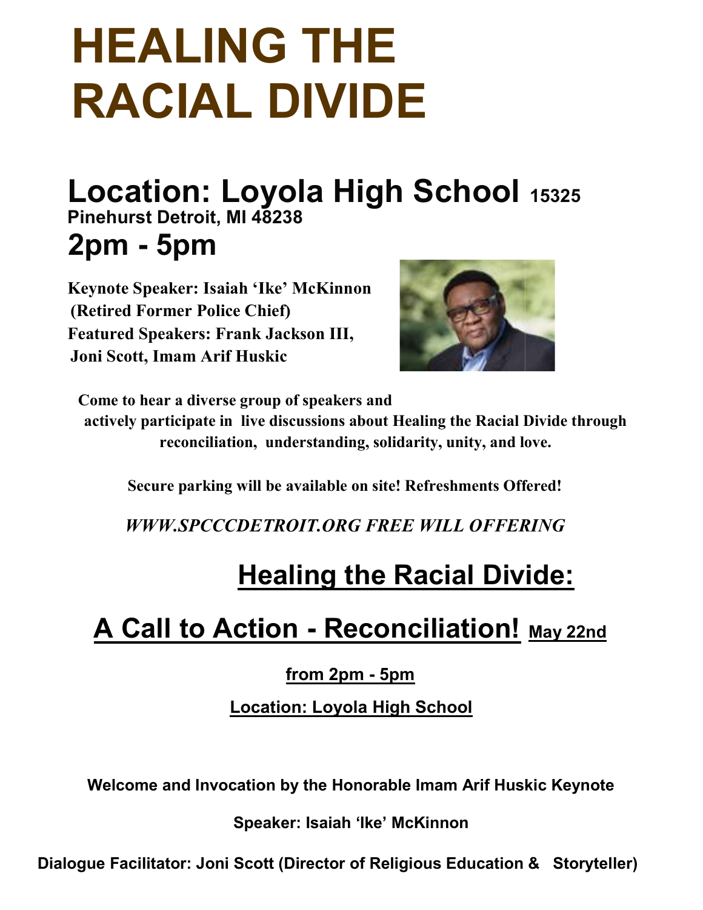# HEALING THE RACIAL DIVIDE

## Location: Loyola High School 15325 Pinehurst Detroit, MI 48238

## 2pm - 5pm

**Keynote Speaker: Isaiah 'Ike' McKinnon (Retired Former Police Chief)**
**Featured Speakers: Frank Jackson III, Joni Scott, Imam Arif Huskic**

**Come to hear a diverse group of speakers and actively participate in live discussions about Healing the Racial Divide through reconciliation, understanding, solidarity, unity, and love.**

**Secure parking will be available on site! Refreshments Offered!**

***WWW.SPCCCDETROIT.ORG FREE WILL OFFERING***

## Healing the Racial Divide:

## A Call to Action - Reconciliation! May 22nd

**from 2pm - 5pm**

**Location: Loyola High School**

**Welcome and Invocation by the Honorable Imam Arif Huskic Keynote Speaker: Isaiah 'Ike' McKinnon**

**Dialogue Facilitator: Joni Scott (Director of Religious Education & Storyteller)**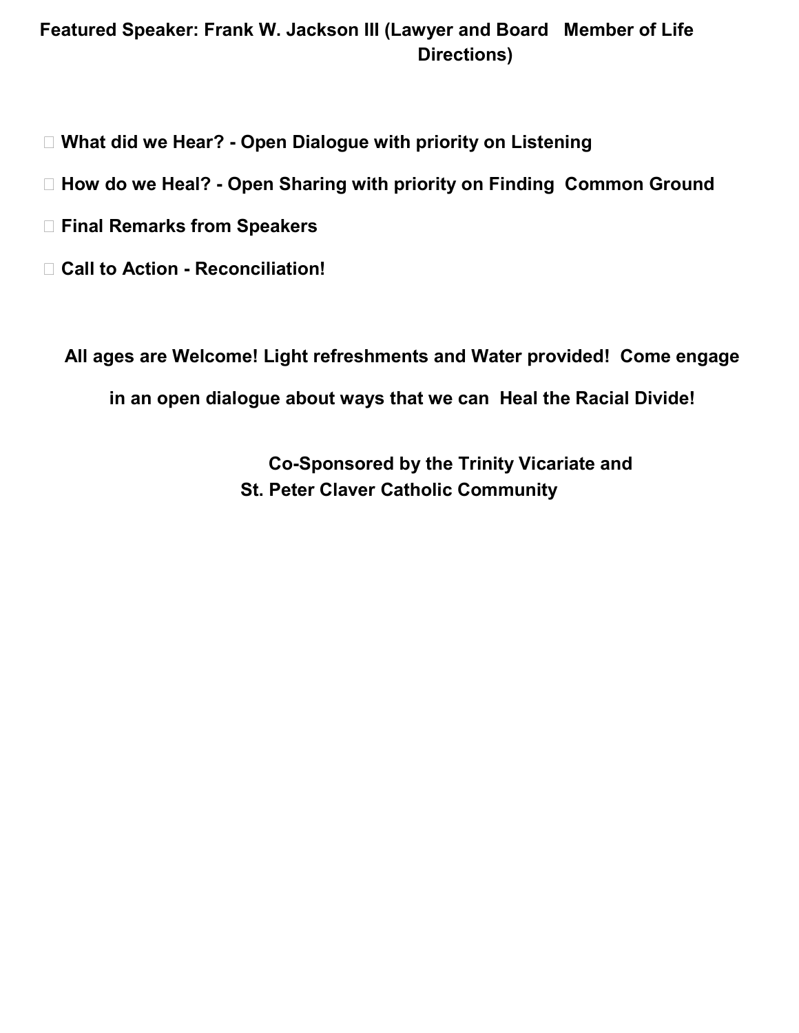**Featured Speaker: Frank W. Jackson III (Lawyer and Board Member of Life Directions)**

- **What did we Hear? - Open Dialogue with priority on Listening**
- **How do we Heal? - Open Sharing with priority on Finding Common Ground**
- **Final Remarks from Speakers**
- **Call to Action - Reconciliation!**

**All ages are Welcome! Light refreshments and Water provided! Come engage in an open dialogue about ways that we can Heal the Racial Divide!**

**Co-Sponsored by the Trinity Vicariate and St. Peter Claver Catholic Community**